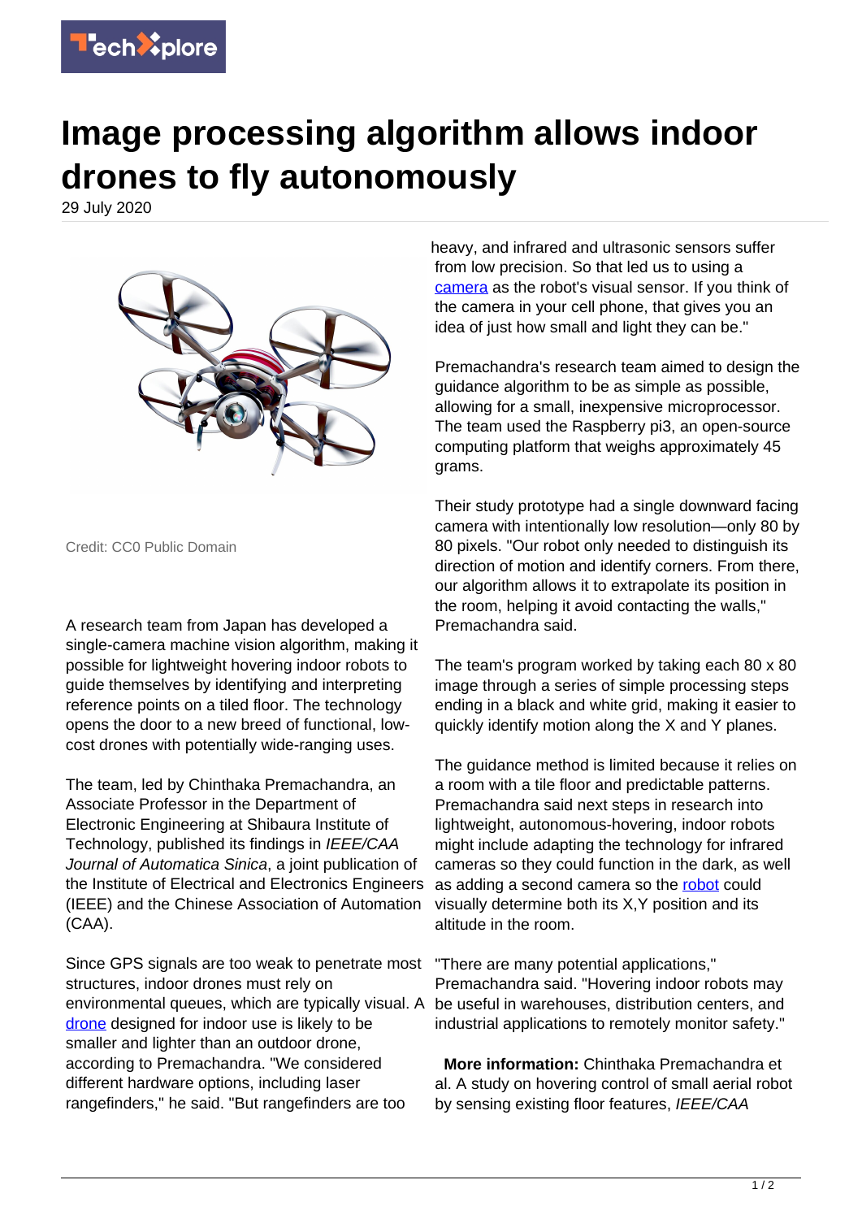# Image processing algorithm allows indoor drones to fly autonomously

29 July 2020

Credit: CC0 Public Domain

A research team from Japan has developed a single-camera machine vision algorithm, making it possible for lightweight hovering indoor robots to guide themselves by identifying and interpreting reference points on a tiled floor. The technology opens the door to a new breed of functional, low-cost drones with potentially wide-ranging uses.

The team, led by Chinthaka Premachandra, an Associate Professor in the Department of Electronic Engineering at Shibaura Institute of Technology, published its findings in *IEEE/CAA Journal of Automatica Sinica*, a joint publication of the Institute of Electrical and Electronics Engineers (IEEE) and the Chinese Association of Automation (CAA).

Since GPS signals are too weak to penetrate most structures, indoor drones must rely on environmental queues, which are typically visual. A drone designed for indoor use is likely to be smaller and lighter than an outdoor drone, according to Premachandra. "We considered different hardware options, including laser rangefinders," he said. "But rangefinders are too heavy, and infrared and ultrasonic sensors suffer from low precision. So that led us to using a camera as the robot's visual sensor. If you think of the camera in your cell phone, that gives you an idea of just how small and light they can be."

Premachandra's research team aimed to design the guidance algorithm to be as simple as possible, allowing for a small, inexpensive microprocessor. The team used the Raspberry pi3, an open-source computing platform that weighs approximately 45 grams.

Their study prototype had a single downward facing camera with intentionally low resolution—only 80 by 80 pixels. "Our robot only needed to distinguish its direction of motion and identify corners. From there, our algorithm allows it to extrapolate its position in the room, helping it avoid contacting the walls," Premachandra said.

The team's program worked by taking each 80 x 80 image through a series of simple processing steps ending in a black and white grid, making it easier to quickly identify motion along the X and Y planes.

The guidance method is limited because it relies on a room with a tile floor and predictable patterns. Premachandra said next steps in research into lightweight, autonomous-hovering, indoor robots might include adapting the technology for infrared cameras so they could function in the dark, as well as adding a second camera so the robot could visually determine both its X,Y position and its altitude in the room.

"There are many potential applications," Premachandra said. "Hovering indoor robots may be useful in warehouses, distribution centers, and industrial applications to remotely monitor safety."

**More information:** Chinthaka Premachandra et al. A study on hovering control of small aerial robot by sensing existing floor features, *IEEE/CAA*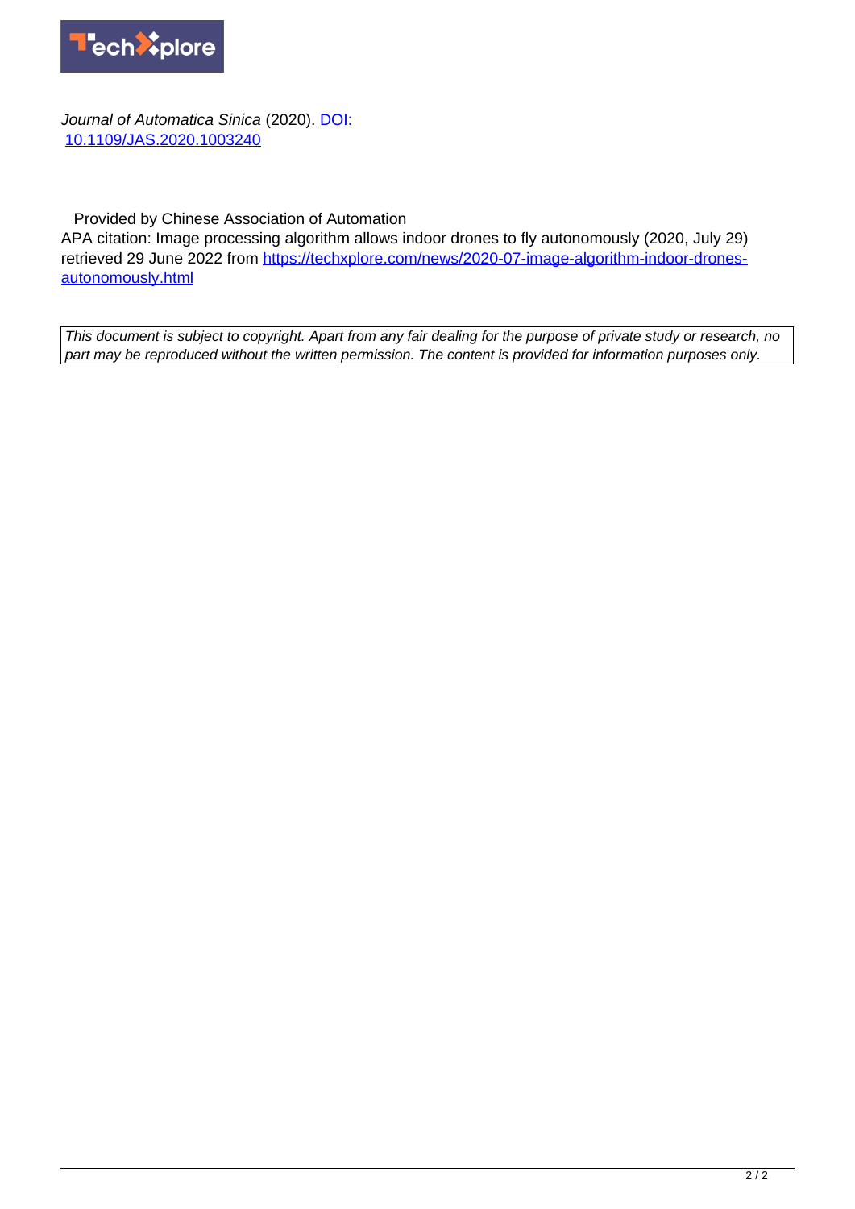*Journal of Automatica Sinica* (2020). [DOI: 10.1109/JAS.2020.1003240](https://dx.doi.org/10.1109/JAS.2020.1003240)

Provided by Chinese Association of Automation

APA citation: Image processing algorithm allows indoor drones to fly autonomously (2020, July 29) retrieved 29 June 2022 from https://techxplore.com/news/2020-07-image-algorithm-indoor-drones-autonomously.html

*This document is subject to copyright. Apart from any fair dealing for the purpose of private study or research, no part may be reproduced without the written permission. The content is provided for information purposes only.*